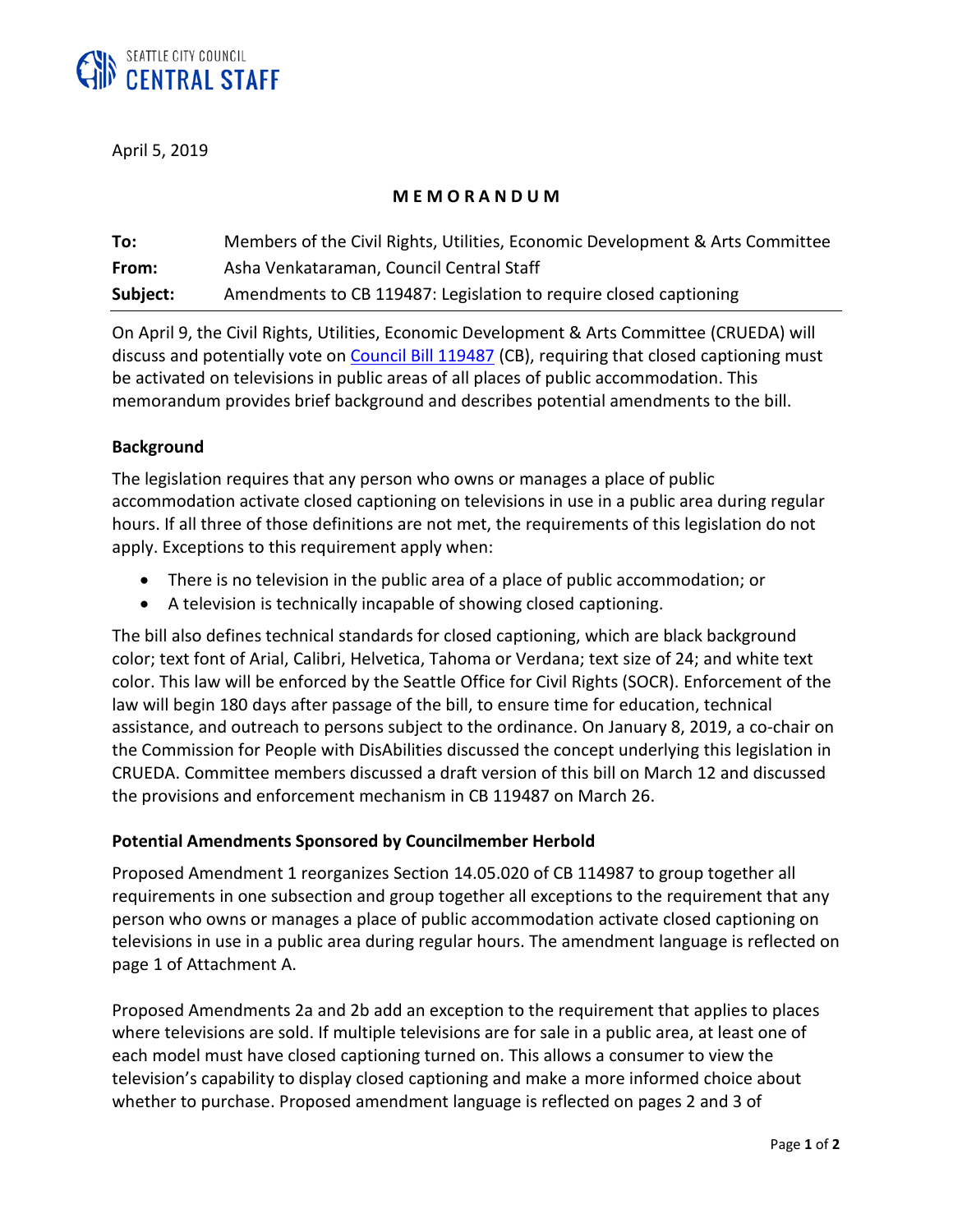SEATTLE CITY COUNCIL
**CENTRAL STAFF**

April 5, 2019

**M E M O R A N D U M**

| | |
|---|---|
| **To:** | Members of the Civil Rights, Utilities, Economic Development & Arts Committee |
| **From:** | Asha Venkataraman, Council Central Staff |
| **Subject:** | Amendments to CB 119487: Legislation to require closed captioning |

On April 9, the Civil Rights, Utilities, Economic Development & Arts Committee (CRUEDA) will discuss and potentially vote on [Council Bill 119487](Council Bill 119487) (CB), requiring that closed captioning must be activated on televisions in public areas of all places of public accommodation. This memorandum provides brief background and describes potential amendments to the bill.

**Background**

The legislation requires that any person who owns or manages a place of public accommodation activate closed captioning on televisions in use in a public area during regular hours. If all three of those definitions are not met, the requirements of this legislation do not apply. Exceptions to this requirement apply when:

- There is no television in the public area of a place of public accommodation; or
- A television is technically incapable of showing closed captioning.

The bill also defines technical standards for closed captioning, which are black background color; text font of Arial, Calibri, Helvetica, Tahoma or Verdana; text size of 24; and white text color. This law will be enforced by the Seattle Office for Civil Rights (SOCR). Enforcement of the law will begin 180 days after passage of the bill, to ensure time for education, technical assistance, and outreach to persons subject to the ordinance. On January 8, 2019, a co-chair on the Commission for People with DisAbilities discussed the concept underlying this legislation in CRUEDA. Committee members discussed a draft version of this bill on March 12 and discussed the provisions and enforcement mechanism in CB 119487 on March 26.

**Potential Amendments Sponsored by Councilmember Herbold**

Proposed Amendment 1 reorganizes Section 14.05.020 of CB 114987 to group together all requirements in one subsection and group together all exceptions to the requirement that any person who owns or manages a place of public accommodation activate closed captioning on televisions in use in a public area during regular hours. The amendment language is reflected on page 1 of Attachment A.

Proposed Amendments 2a and 2b add an exception to the requirement that applies to places where televisions are sold. If multiple televisions are for sale in a public area, at least one of each model must have closed captioning turned on. This allows a consumer to view the television's capability to display closed captioning and make a more informed choice about whether to purchase. Proposed amendment language is reflected on pages 2 and 3 of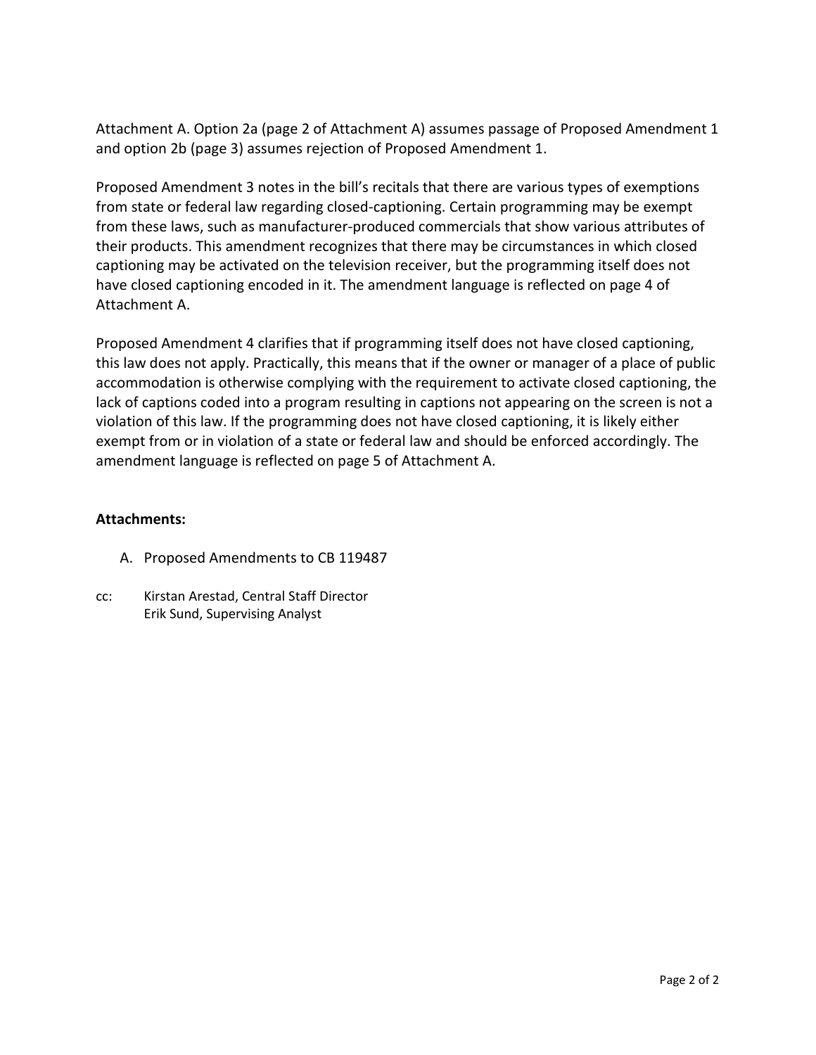Attachment A. Option 2a (page 2 of Attachment A) assumes passage of Proposed Amendment 1 and option 2b (page 3) assumes rejection of Proposed Amendment 1.

Proposed Amendment 3 notes in the bill's recitals that there are various types of exemptions from state or federal law regarding closed-captioning. Certain programming may be exempt from these laws, such as manufacturer-produced commercials that show various attributes of their products. This amendment recognizes that there may be circumstances in which closed captioning may be activated on the television receiver, but the programming itself does not have closed captioning encoded in it. The amendment language is reflected on page 4 of Attachment A.

Proposed Amendment 4 clarifies that if programming itself does not have closed captioning, this law does not apply. Practically, this means that if the owner or manager of a place of public accommodation is otherwise complying with the requirement to activate closed captioning, the lack of captions coded into a program resulting in captions not appearing on the screen is not a violation of this law. If the programming does not have closed captioning, it is likely either exempt from or in violation of a state or federal law and should be enforced accordingly. The amendment language is reflected on page 5 of Attachment A.

**Attachments:**

A. Proposed Amendments to CB 119487

cc: Kirstan Arestad, Central Staff Director
Erik Sund, Supervising Analyst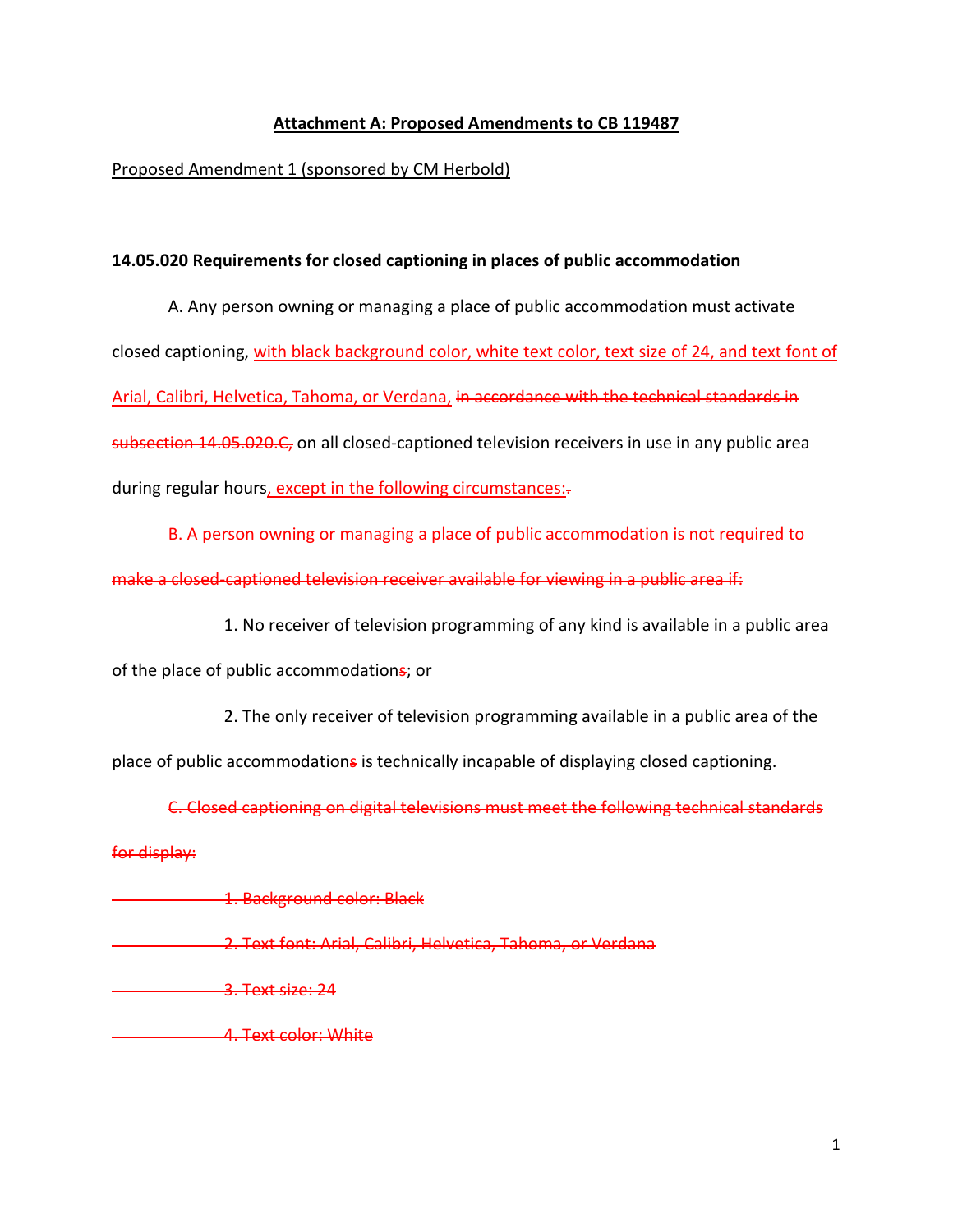**Attachment A: Proposed Amendments to CB 119487**

Proposed Amendment 1 (sponsored by CM Herbold)

**14.05.020 Requirements for closed captioning in places of public accommodation**

A. Any person owning or managing a place of public accommodation must activate closed captioning, <u>with black background color, white text color, text size of 24, and text font of Arial, Calibri, Helvetica, Tahoma, or Verdana,</u> ~~in accordance with the technical standards in subsection 14.05.020.C,~~ on all closed-captioned television receivers in use in any public area during regular hours<u>, except in the following circumstances:</u>~~.~~

~~B. A person owning or managing a place of public accommodation is not required to make a closed-captioned television receiver available for viewing in a public area if:~~

1. No receiver of television programming of any kind is available in a public area of the place of public accommodation~~s~~; or

2. The only receiver of television programming available in a public area of the place of public accommodation~~s~~ is technically incapable of displaying closed captioning.

~~C. Closed captioning on digital televisions must meet the following technical standards for display:~~

~~1. Background color: Black~~

~~2. Text font: Arial, Calibri, Helvetica, Tahoma, or Verdana~~

~~3. Text size: 24~~

~~4. Text color: White~~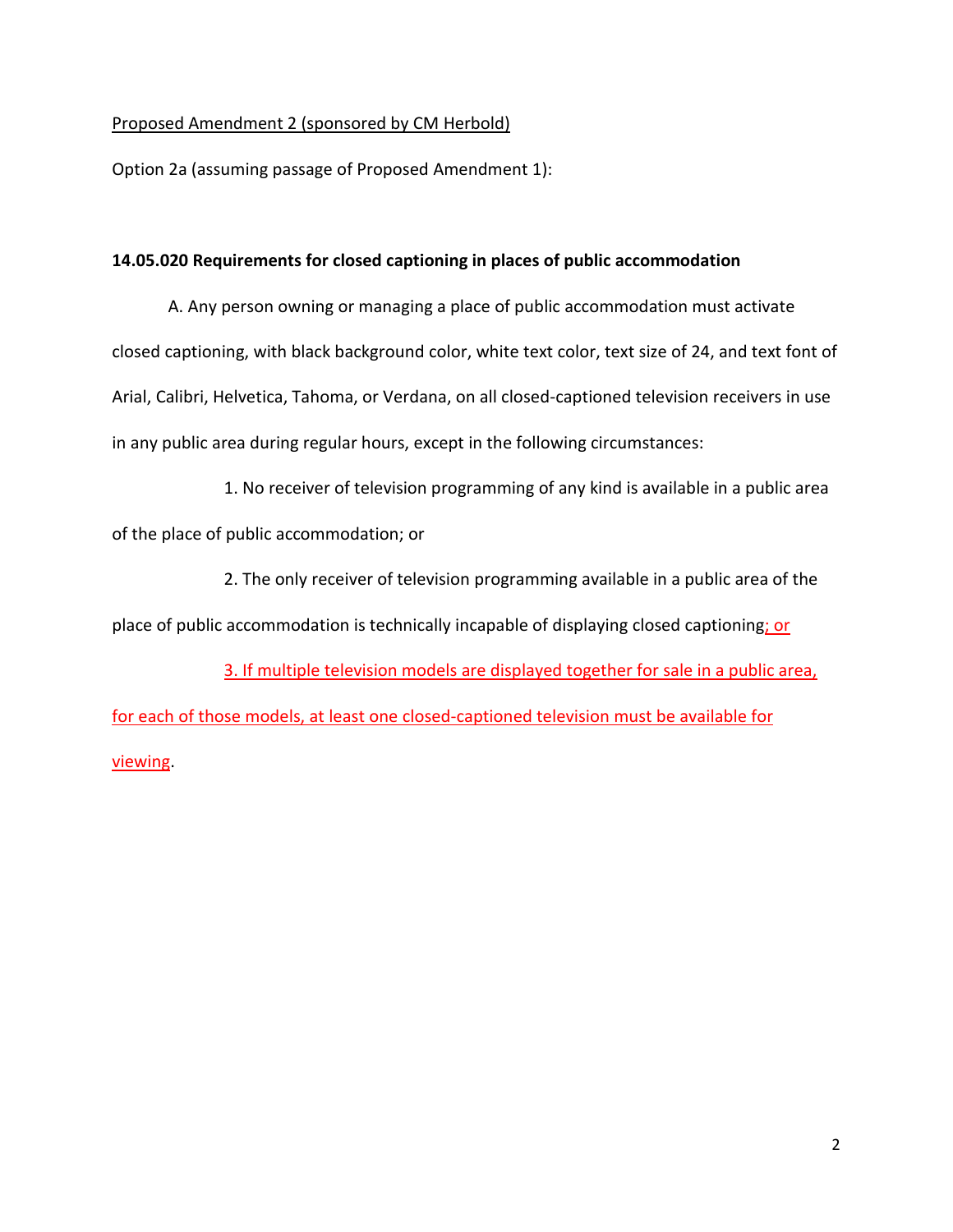Proposed Amendment 2 (sponsored by CM Herbold)

Option 2a (assuming passage of Proposed Amendment 1):

**14.05.020 Requirements for closed captioning in places of public accommodation**

A. Any person owning or managing a place of public accommodation must activate closed captioning, with black background color, white text color, text size of 24, and text font of Arial, Calibri, Helvetica, Tahoma, or Verdana, on all closed-captioned television receivers in use in any public area during regular hours, except in the following circumstances:

1. No receiver of television programming of any kind is available in a public area of the place of public accommodation; or

2. The only receiver of television programming available in a public area of the place of public accommodation is technically incapable of displaying closed captioning<u>; or</u>

<u>3. If multiple television models are displayed together for sale in a public area, for each of those models, at least one closed-captioned television must be available for viewing</u>.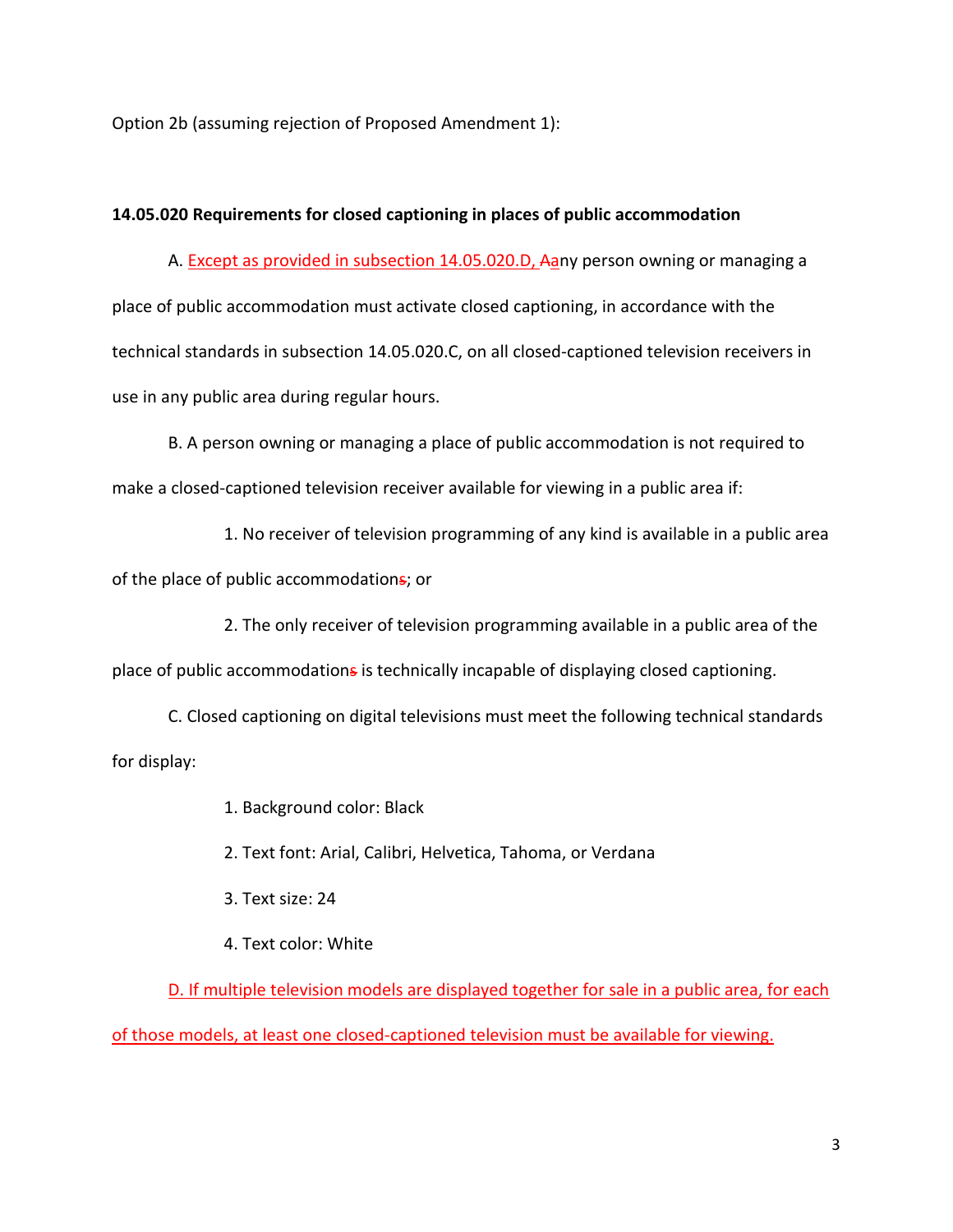Option 2b (assuming rejection of Proposed Amendment 1):

**14.05.020 Requirements for closed captioning in places of public accommodation**

A. <u>Except as provided in subsection 14.05.020.D, A</u>~~A~~any person owning or managing a place of public accommodation must activate closed captioning, in accordance with the technical standards in subsection 14.05.020.C, on all closed-captioned television receivers in use in any public area during regular hours.

B. A person owning or managing a place of public accommodation is not required to make a closed-captioned television receiver available for viewing in a public area if:

1. No receiver of television programming of any kind is available in a public area of the place of public accommodation~~s~~; or

2. The only receiver of television programming available in a public area of the place of public accommodation~~s~~ is technically incapable of displaying closed captioning.

C. Closed captioning on digital televisions must meet the following technical standards for display:

1. Background color: Black

2. Text font: Arial, Calibri, Helvetica, Tahoma, or Verdana

3. Text size: 24

4. Text color: White

<u>D. If multiple television models are displayed together for sale in a public area, for each of those models, at least one closed-captioned television must be available for viewing.</u>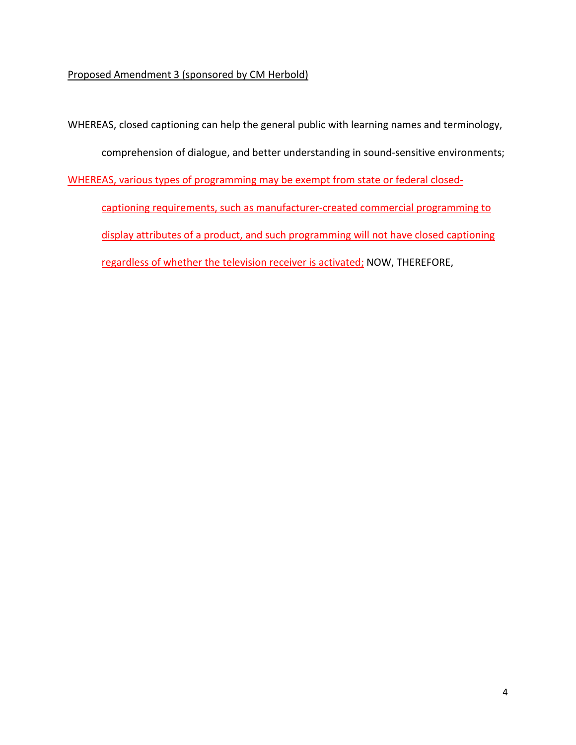Proposed Amendment 3 (sponsored by CM Herbold)

WHEREAS, closed captioning can help the general public with learning names and terminology, comprehension of dialogue, and better understanding in sound-sensitive environments;

WHEREAS, various types of programming may be exempt from state or federal closed-captioning requirements, such as manufacturer-created commercial programming to display attributes of a product, and such programming will not have closed captioning regardless of whether the television receiver is activated; NOW, THEREFORE,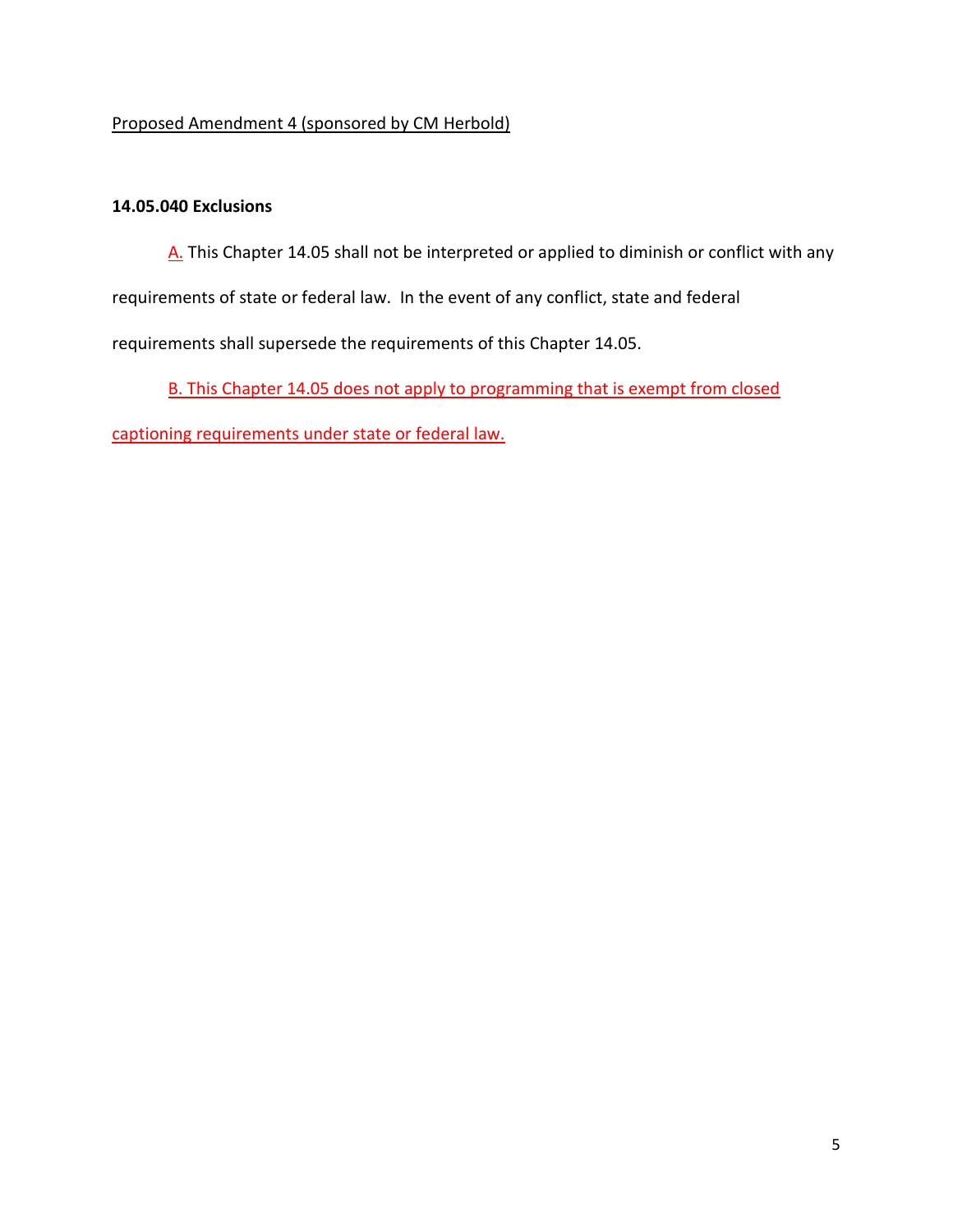Proposed Amendment 4 (sponsored by CM Herbold)

**14.05.040 Exclusions**

A. This Chapter 14.05 shall not be interpreted or applied to diminish or conflict with any requirements of state or federal law. In the event of any conflict, state and federal requirements shall supersede the requirements of this Chapter 14.05.

B. This Chapter 14.05 does not apply to programming that is exempt from closed captioning requirements under state or federal law.